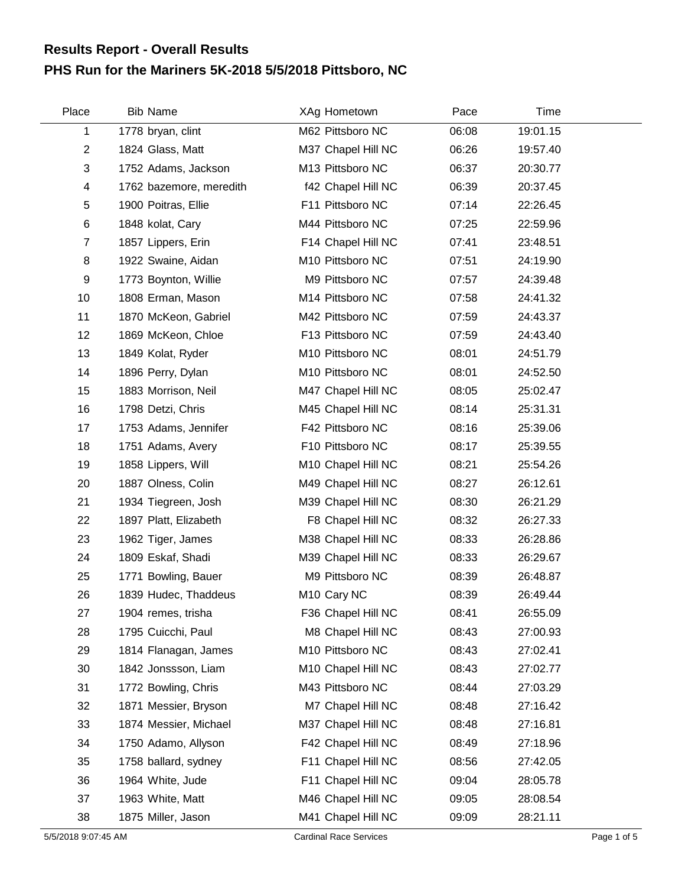# Results Report - Overall Results

## PHS Run for the Mariners 5K-2018 5/5/2018 Pittsboro, NC

| Place | Bib | Name | XAg | Hometown | Pace | Time |
|---|---|---|---|---|---|---|
| 1 | 1778 | bryan, clint | M62 | Pittsboro NC | 06:08 | 19:01.15 |
| 2 | 1824 | Glass, Matt | M37 | Chapel Hill NC | 06:26 | 19:57.40 |
| 3 | 1752 | Adams, Jackson | M13 | Pittsboro NC | 06:37 | 20:30.77 |
| 4 | 1762 | bazemore, meredith | f42 | Chapel Hill NC | 06:39 | 20:37.45 |
| 5 | 1900 | Poitras, Ellie | F11 | Pittsboro NC | 07:14 | 22:26.45 |
| 6 | 1848 | kolat, Cary | M44 | Pittsboro NC | 07:25 | 22:59.96 |
| 7 | 1857 | Lippers, Erin | F14 | Chapel Hill NC | 07:41 | 23:48.51 |
| 8 | 1922 | Swaine, Aidan | M10 | Pittsboro NC | 07:51 | 24:19.90 |
| 9 | 1773 | Boynton, Willie | M9 | Pittsboro NC | 07:57 | 24:39.48 |
| 10 | 1808 | Erman, Mason | M14 | Pittsboro NC | 07:58 | 24:41.32 |
| 11 | 1870 | McKeon, Gabriel | M42 | Pittsboro NC | 07:59 | 24:43.37 |
| 12 | 1869 | McKeon, Chloe | F13 | Pittsboro NC | 07:59 | 24:43.40 |
| 13 | 1849 | Kolat, Ryder | M10 | Pittsboro NC | 08:01 | 24:51.79 |
| 14 | 1896 | Perry, Dylan | M10 | Pittsboro NC | 08:01 | 24:52.50 |
| 15 | 1883 | Morrison, Neil | M47 | Chapel Hill NC | 08:05 | 25:02.47 |
| 16 | 1798 | Detzi, Chris | M45 | Chapel Hill NC | 08:14 | 25:31.31 |
| 17 | 1753 | Adams, Jennifer | F42 | Pittsboro NC | 08:16 | 25:39.06 |
| 18 | 1751 | Adams, Avery | F10 | Pittsboro NC | 08:17 | 25:39.55 |
| 19 | 1858 | Lippers, Will | M10 | Chapel Hill NC | 08:21 | 25:54.26 |
| 20 | 1887 | Olness, Colin | M49 | Chapel Hill NC | 08:27 | 26:12.61 |
| 21 | 1934 | Tiegreen, Josh | M39 | Chapel Hill NC | 08:30 | 26:21.29 |
| 22 | 1897 | Platt, Elizabeth | F8 | Chapel Hill NC | 08:32 | 26:27.33 |
| 23 | 1962 | Tiger, James | M38 | Chapel Hill NC | 08:33 | 26:28.86 |
| 24 | 1809 | Eskaf, Shadi | M39 | Chapel Hill NC | 08:33 | 26:29.67 |
| 25 | 1771 | Bowling, Bauer | M9 | Pittsboro NC | 08:39 | 26:48.87 |
| 26 | 1839 | Hudec, Thaddeus | M10 | Cary NC | 08:39 | 26:49.44 |
| 27 | 1904 | remes, trisha | F36 | Chapel Hill NC | 08:41 | 26:55.09 |
| 28 | 1795 | Cuicchi, Paul | M8 | Chapel Hill NC | 08:43 | 27:00.93 |
| 29 | 1814 | Flanagan, James | M10 | Pittsboro NC | 08:43 | 27:02.41 |
| 30 | 1842 | Jonssson, Liam | M10 | Chapel Hill NC | 08:43 | 27:02.77 |
| 31 | 1772 | Bowling, Chris | M43 | Pittsboro NC | 08:44 | 27:03.29 |
| 32 | 1871 | Messier, Bryson | M7 | Chapel Hill NC | 08:48 | 27:16.42 |
| 33 | 1874 | Messier, Michael | M37 | Chapel Hill NC | 08:48 | 27:16.81 |
| 34 | 1750 | Adamo, Allyson | F42 | Chapel Hill NC | 08:49 | 27:18.96 |
| 35 | 1758 | ballard, sydney | F11 | Chapel Hill NC | 08:56 | 27:42.05 |
| 36 | 1964 | White, Jude | F11 | Chapel Hill NC | 09:04 | 28:05.78 |
| 37 | 1963 | White, Matt | M46 | Chapel Hill NC | 09:05 | 28:08.54 |
| 38 | 1875 | Miller, Jason | M41 | Chapel Hill NC | 09:09 | 28:21.11 |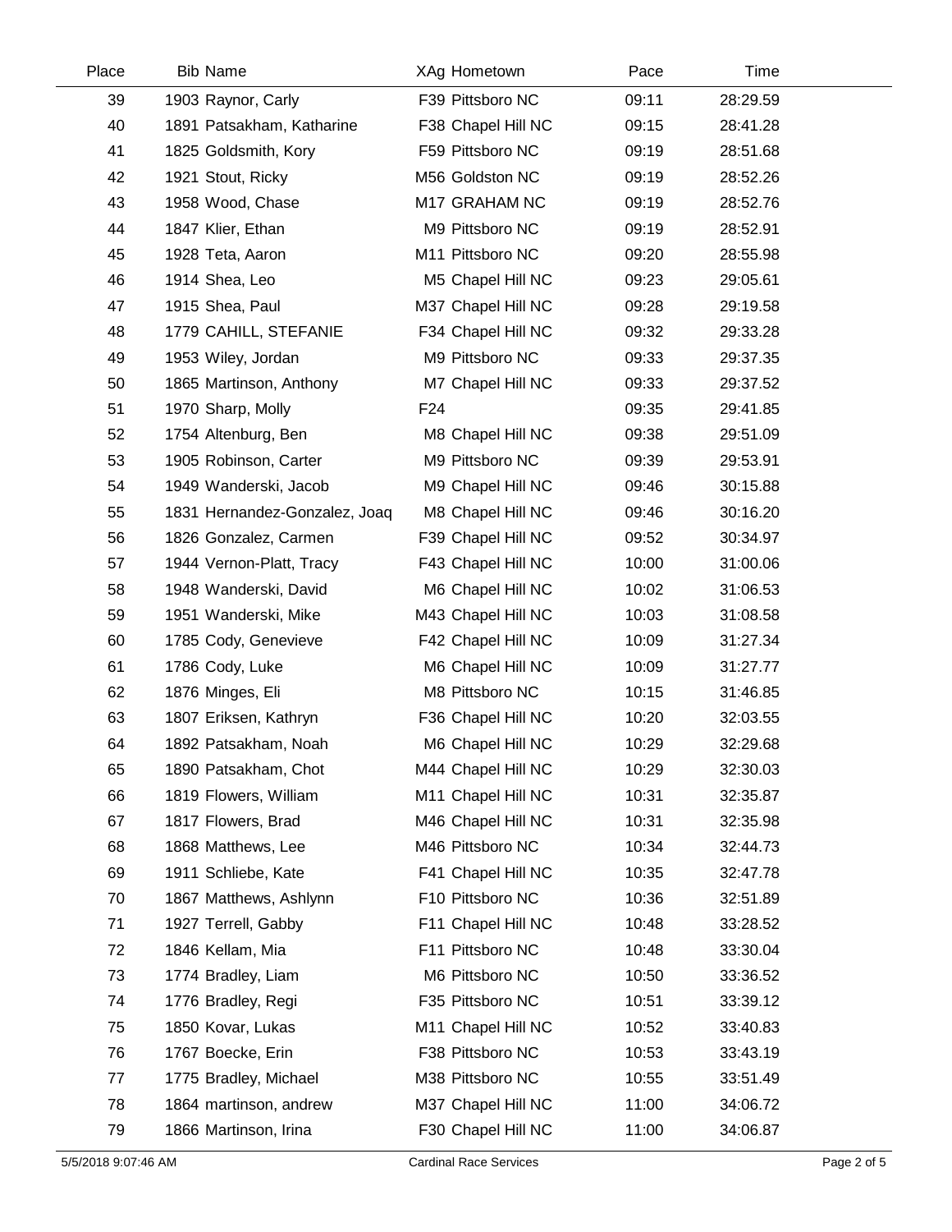| Place | Bib | Name | XAg | Hometown | Pace | Time |
|---|---|---|---|---|---|---|
| 39 | 1903 | Raynor, Carly | F39 | Pittsboro NC | 09:11 | 28:29.59 |
| 40 | 1891 | Patsakham, Katharine | F38 | Chapel Hill NC | 09:15 | 28:41.28 |
| 41 | 1825 | Goldsmith, Kory | F59 | Pittsboro NC | 09:19 | 28:51.68 |
| 42 | 1921 | Stout, Ricky | M56 | Goldston NC | 09:19 | 28:52.26 |
| 43 | 1958 | Wood, Chase | M17 | GRAHAM NC | 09:19 | 28:52.76 |
| 44 | 1847 | Klier, Ethan | M9 | Pittsboro NC | 09:19 | 28:52.91 |
| 45 | 1928 | Teta, Aaron | M11 | Pittsboro NC | 09:20 | 28:55.98 |
| 46 | 1914 | Shea, Leo | M5 | Chapel Hill NC | 09:23 | 29:05.61 |
| 47 | 1915 | Shea, Paul | M37 | Chapel Hill NC | 09:28 | 29:19.58 |
| 48 | 1779 | CAHILL, STEFANIE | F34 | Chapel Hill NC | 09:32 | 29:33.28 |
| 49 | 1953 | Wiley, Jordan | M9 | Pittsboro NC | 09:33 | 29:37.35 |
| 50 | 1865 | Martinson, Anthony | M7 | Chapel Hill NC | 09:33 | 29:37.52 |
| 51 | 1970 | Sharp, Molly | F24 | | 09:35 | 29:41.85 |
| 52 | 1754 | Altenburg, Ben | M8 | Chapel Hill NC | 09:38 | 29:51.09 |
| 53 | 1905 | Robinson, Carter | M9 | Pittsboro NC | 09:39 | 29:53.91 |
| 54 | 1949 | Wanderski, Jacob | M9 | Chapel Hill NC | 09:46 | 30:15.88 |
| 55 | 1831 | Hernandez-Gonzalez, Joaq | M8 | Chapel Hill NC | 09:46 | 30:16.20 |
| 56 | 1826 | Gonzalez, Carmen | F39 | Chapel Hill NC | 09:52 | 30:34.97 |
| 57 | 1944 | Vernon-Platt, Tracy | F43 | Chapel Hill NC | 10:00 | 31:00.06 |
| 58 | 1948 | Wanderski, David | M6 | Chapel Hill NC | 10:02 | 31:06.53 |
| 59 | 1951 | Wanderski, Mike | M43 | Chapel Hill NC | 10:03 | 31:08.58 |
| 60 | 1785 | Cody, Genevieve | F42 | Chapel Hill NC | 10:09 | 31:27.34 |
| 61 | 1786 | Cody, Luke | M6 | Chapel Hill NC | 10:09 | 31:27.77 |
| 62 | 1876 | Minges, Eli | M8 | Pittsboro NC | 10:15 | 31:46.85 |
| 63 | 1807 | Eriksen, Kathryn | F36 | Chapel Hill NC | 10:20 | 32:03.55 |
| 64 | 1892 | Patsakham, Noah | M6 | Chapel Hill NC | 10:29 | 32:29.68 |
| 65 | 1890 | Patsakham, Chot | M44 | Chapel Hill NC | 10:29 | 32:30.03 |
| 66 | 1819 | Flowers, William | M11 | Chapel Hill NC | 10:31 | 32:35.87 |
| 67 | 1817 | Flowers, Brad | M46 | Chapel Hill NC | 10:31 | 32:35.98 |
| 68 | 1868 | Matthews, Lee | M46 | Pittsboro NC | 10:34 | 32:44.73 |
| 69 | 1911 | Schliebe, Kate | F41 | Chapel Hill NC | 10:35 | 32:47.78 |
| 70 | 1867 | Matthews, Ashlynn | F10 | Pittsboro NC | 10:36 | 32:51.89 |
| 71 | 1927 | Terrell, Gabby | F11 | Chapel Hill NC | 10:48 | 33:28.52 |
| 72 | 1846 | Kellam, Mia | F11 | Pittsboro NC | 10:48 | 33:30.04 |
| 73 | 1774 | Bradley, Liam | M6 | Pittsboro NC | 10:50 | 33:36.52 |
| 74 | 1776 | Bradley, Regi | F35 | Pittsboro NC | 10:51 | 33:39.12 |
| 75 | 1850 | Kovar, Lukas | M11 | Chapel Hill NC | 10:52 | 33:40.83 |
| 76 | 1767 | Boecke, Erin | F38 | Pittsboro NC | 10:53 | 33:43.19 |
| 77 | 1775 | Bradley, Michael | M38 | Pittsboro NC | 10:55 | 33:51.49 |
| 78 | 1864 | martinson, andrew | M37 | Chapel Hill NC | 11:00 | 34:06.72 |
| 79 | 1866 | Martinson, Irina | F30 | Chapel Hill NC | 11:00 | 34:06.87 |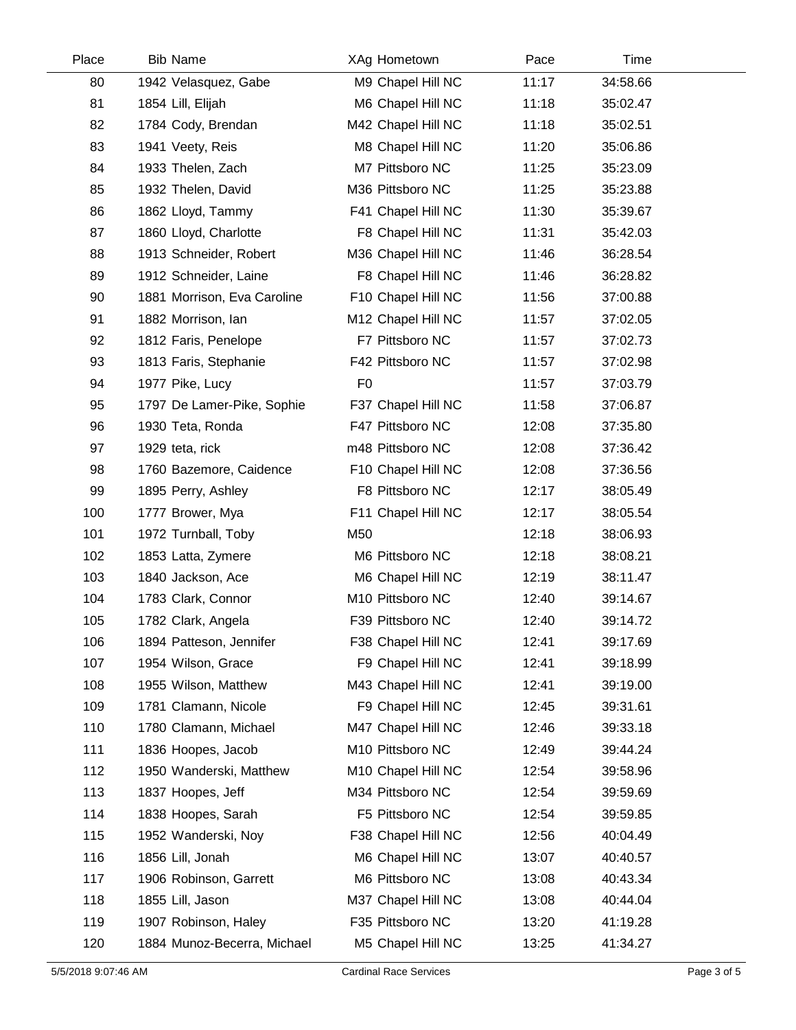| Place | Bib | Name | XAg | Hometown | Pace | Time |
|---|---|---|---|---|---|---|
| 80 | 1942 | Velasquez, Gabe | M9 | Chapel Hill NC | 11:17 | 34:58.66 |
| 81 | 1854 | Lill, Elijah | M6 | Chapel Hill NC | 11:18 | 35:02.47 |
| 82 | 1784 | Cody, Brendan | M42 | Chapel Hill NC | 11:18 | 35:02.51 |
| 83 | 1941 | Veety, Reis | M8 | Chapel Hill NC | 11:20 | 35:06.86 |
| 84 | 1933 | Thelen, Zach | M7 | Pittsboro NC | 11:25 | 35:23.09 |
| 85 | 1932 | Thelen, David | M36 | Pittsboro NC | 11:25 | 35:23.88 |
| 86 | 1862 | Lloyd, Tammy | F41 | Chapel Hill NC | 11:30 | 35:39.67 |
| 87 | 1860 | Lloyd, Charlotte | F8 | Chapel Hill NC | 11:31 | 35:42.03 |
| 88 | 1913 | Schneider, Robert | M36 | Chapel Hill NC | 11:46 | 36:28.54 |
| 89 | 1912 | Schneider, Laine | F8 | Chapel Hill NC | 11:46 | 36:28.82 |
| 90 | 1881 | Morrison, Eva Caroline | F10 | Chapel Hill NC | 11:56 | 37:00.88 |
| 91 | 1882 | Morrison, Ian | M12 | Chapel Hill NC | 11:57 | 37:02.05 |
| 92 | 1812 | Faris, Penelope | F7 | Pittsboro NC | 11:57 | 37:02.73 |
| 93 | 1813 | Faris, Stephanie | F42 | Pittsboro NC | 11:57 | 37:02.98 |
| 94 | 1977 | Pike, Lucy | F0 | | 11:57 | 37:03.79 |
| 95 | 1797 | De Lamer-Pike, Sophie | F37 | Chapel Hill NC | 11:58 | 37:06.87 |
| 96 | 1930 | Teta, Ronda | F47 | Pittsboro NC | 12:08 | 37:35.80 |
| 97 | 1929 | teta, rick | m48 | Pittsboro NC | 12:08 | 37:36.42 |
| 98 | 1760 | Bazemore, Caidence | F10 | Chapel Hill NC | 12:08 | 37:36.56 |
| 99 | 1895 | Perry, Ashley | F8 | Pittsboro NC | 12:17 | 38:05.49 |
| 100 | 1777 | Brower, Mya | F11 | Chapel Hill NC | 12:17 | 38:05.54 |
| 101 | 1972 | Turnball, Toby | M50 | | 12:18 | 38:06.93 |
| 102 | 1853 | Latta, Zymere | M6 | Pittsboro NC | 12:18 | 38:08.21 |
| 103 | 1840 | Jackson, Ace | M6 | Chapel Hill NC | 12:19 | 38:11.47 |
| 104 | 1783 | Clark, Connor | M10 | Pittsboro NC | 12:40 | 39:14.67 |
| 105 | 1782 | Clark, Angela | F39 | Pittsboro NC | 12:40 | 39:14.72 |
| 106 | 1894 | Patteson, Jennifer | F38 | Chapel Hill NC | 12:41 | 39:17.69 |
| 107 | 1954 | Wilson, Grace | F9 | Chapel Hill NC | 12:41 | 39:18.99 |
| 108 | 1955 | Wilson, Matthew | M43 | Chapel Hill NC | 12:41 | 39:19.00 |
| 109 | 1781 | Clamann, Nicole | F9 | Chapel Hill NC | 12:45 | 39:31.61 |
| 110 | 1780 | Clamann, Michael | M47 | Chapel Hill NC | 12:46 | 39:33.18 |
| 111 | 1836 | Hoopes, Jacob | M10 | Pittsboro NC | 12:49 | 39:44.24 |
| 112 | 1950 | Wanderski, Matthew | M10 | Chapel Hill NC | 12:54 | 39:58.96 |
| 113 | 1837 | Hoopes, Jeff | M34 | Pittsboro NC | 12:54 | 39:59.69 |
| 114 | 1838 | Hoopes, Sarah | F5 | Pittsboro NC | 12:54 | 39:59.85 |
| 115 | 1952 | Wanderski, Noy | F38 | Chapel Hill NC | 12:56 | 40:04.49 |
| 116 | 1856 | Lill, Jonah | M6 | Chapel Hill NC | 13:07 | 40:40.57 |
| 117 | 1906 | Robinson, Garrett | M6 | Pittsboro NC | 13:08 | 40:43.34 |
| 118 | 1855 | Lill, Jason | M37 | Chapel Hill NC | 13:08 | 40:44.04 |
| 119 | 1907 | Robinson, Haley | F35 | Pittsboro NC | 13:20 | 41:19.28 |
| 120 | 1884 | Munoz-Becerra, Michael | M5 | Chapel Hill NC | 13:25 | 41:34.27 |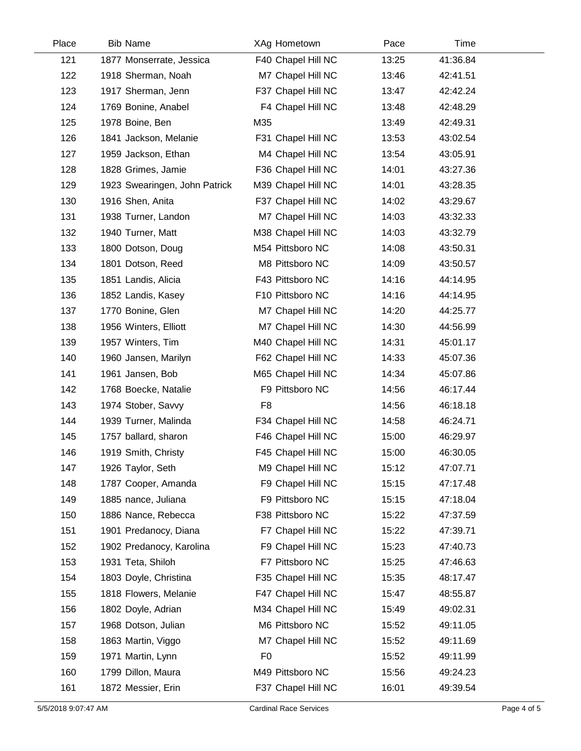| Place | Bib | Name | XAg | Hometown | Pace | Time |
|---|---|---|---|---|---|---|
| 121 | 1877 | Monserrate, Jessica | F40 | Chapel Hill NC | 13:25 | 41:36.84 |
| 122 | 1918 | Sherman, Noah | M7 | Chapel Hill NC | 13:46 | 42:41.51 |
| 123 | 1917 | Sherman, Jenn | F37 | Chapel Hill NC | 13:47 | 42:42.24 |
| 124 | 1769 | Bonine, Anabel | F4 | Chapel Hill NC | 13:48 | 42:48.29 |
| 125 | 1978 | Boine, Ben | M35 | | 13:49 | 42:49.31 |
| 126 | 1841 | Jackson, Melanie | F31 | Chapel Hill NC | 13:53 | 43:02.54 |
| 127 | 1959 | Jackson, Ethan | M4 | Chapel Hill NC | 13:54 | 43:05.91 |
| 128 | 1828 | Grimes, Jamie | F36 | Chapel Hill NC | 14:01 | 43:27.36 |
| 129 | 1923 | Swearingen, John Patrick | M39 | Chapel Hill NC | 14:01 | 43:28.35 |
| 130 | 1916 | Shen, Anita | F37 | Chapel Hill NC | 14:02 | 43:29.67 |
| 131 | 1938 | Turner, Landon | M7 | Chapel Hill NC | 14:03 | 43:32.33 |
| 132 | 1940 | Turner, Matt | M38 | Chapel Hill NC | 14:03 | 43:32.79 |
| 133 | 1800 | Dotson, Doug | M54 | Pittsboro NC | 14:08 | 43:50.31 |
| 134 | 1801 | Dotson, Reed | M8 | Pittsboro NC | 14:09 | 43:50.57 |
| 135 | 1851 | Landis, Alicia | F43 | Pittsboro NC | 14:16 | 44:14.95 |
| 136 | 1852 | Landis, Kasey | F10 | Pittsboro NC | 14:16 | 44:14.95 |
| 137 | 1770 | Bonine, Glen | M7 | Chapel Hill NC | 14:20 | 44:25.77 |
| 138 | 1956 | Winters, Elliott | M7 | Chapel Hill NC | 14:30 | 44:56.99 |
| 139 | 1957 | Winters, Tim | M40 | Chapel Hill NC | 14:31 | 45:01.17 |
| 140 | 1960 | Jansen, Marilyn | F62 | Chapel Hill NC | 14:33 | 45:07.36 |
| 141 | 1961 | Jansen, Bob | M65 | Chapel Hill NC | 14:34 | 45:07.86 |
| 142 | 1768 | Boecke, Natalie | F9 | Pittsboro NC | 14:56 | 46:17.44 |
| 143 | 1974 | Stober, Savvy | F8 | | 14:56 | 46:18.18 |
| 144 | 1939 | Turner, Malinda | F34 | Chapel Hill NC | 14:58 | 46:24.71 |
| 145 | 1757 | ballard, sharon | F46 | Chapel Hill NC | 15:00 | 46:29.97 |
| 146 | 1919 | Smith, Christy | F45 | Chapel Hill NC | 15:00 | 46:30.05 |
| 147 | 1926 | Taylor, Seth | M9 | Chapel Hill NC | 15:12 | 47:07.71 |
| 148 | 1787 | Cooper, Amanda | F9 | Chapel Hill NC | 15:15 | 47:17.48 |
| 149 | 1885 | nance, Juliana | F9 | Pittsboro NC | 15:15 | 47:18.04 |
| 150 | 1886 | Nance, Rebecca | F38 | Pittsboro NC | 15:22 | 47:37.59 |
| 151 | 1901 | Predanocy, Diana | F7 | Chapel Hill NC | 15:22 | 47:39.71 |
| 152 | 1902 | Predanocy, Karolina | F9 | Chapel Hill NC | 15:23 | 47:40.73 |
| 153 | 1931 | Teta, Shiloh | F7 | Pittsboro NC | 15:25 | 47:46.63 |
| 154 | 1803 | Doyle, Christina | F35 | Chapel Hill NC | 15:35 | 48:17.47 |
| 155 | 1818 | Flowers, Melanie | F47 | Chapel Hill NC | 15:47 | 48:55.87 |
| 156 | 1802 | Doyle, Adrian | M34 | Chapel Hill NC | 15:49 | 49:02.31 |
| 157 | 1968 | Dotson, Julian | M6 | Pittsboro NC | 15:52 | 49:11.05 |
| 158 | 1863 | Martin, Viggo | M7 | Chapel Hill NC | 15:52 | 49:11.69 |
| 159 | 1971 | Martin, Lynn | F0 | | 15:52 | 49:11.99 |
| 160 | 1799 | Dillon, Maura | M49 | Pittsboro NC | 15:56 | 49:24.23 |
| 161 | 1872 | Messier, Erin | F37 | Chapel Hill NC | 16:01 | 49:39.54 |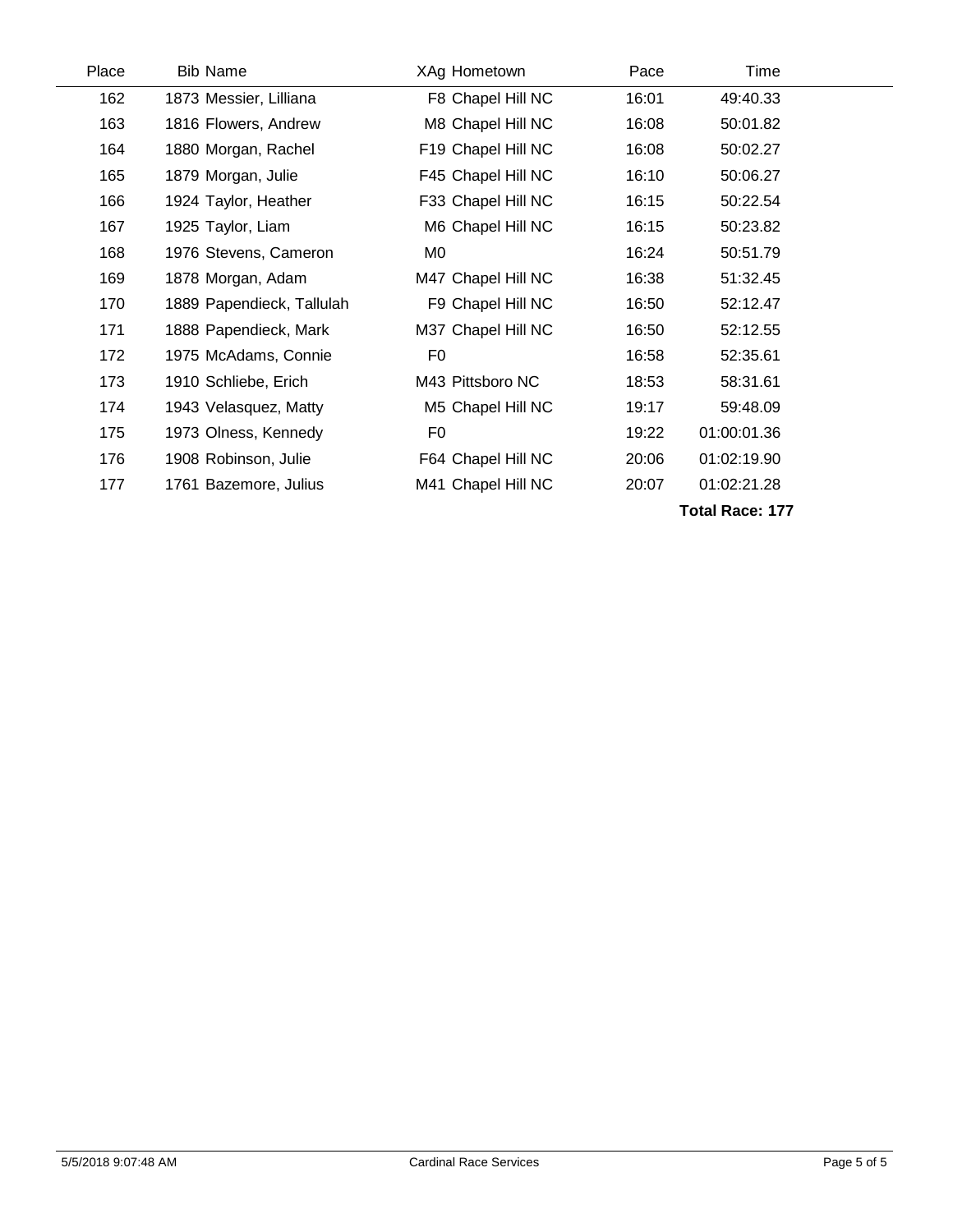| Place | Bib | Name | XAg | Hometown | Pace | Time |
|---|---|---|---|---|---|---|
| 162 | 1873 | Messier, Lilliana | F8 | Chapel Hill NC | 16:01 | 49:40.33 |
| 163 | 1816 | Flowers, Andrew | M8 | Chapel Hill NC | 16:08 | 50:01.82 |
| 164 | 1880 | Morgan, Rachel | F19 | Chapel Hill NC | 16:08 | 50:02.27 |
| 165 | 1879 | Morgan, Julie | F45 | Chapel Hill NC | 16:10 | 50:06.27 |
| 166 | 1924 | Taylor, Heather | F33 | Chapel Hill NC | 16:15 | 50:22.54 |
| 167 | 1925 | Taylor, Liam | M6 | Chapel Hill NC | 16:15 | 50:23.82 |
| 168 | 1976 | Stevens, Cameron | M0 | | 16:24 | 50:51.79 |
| 169 | 1878 | Morgan, Adam | M47 | Chapel Hill NC | 16:38 | 51:32.45 |
| 170 | 1889 | Papendieck, Tallulah | F9 | Chapel Hill NC | 16:50 | 52:12.47 |
| 171 | 1888 | Papendieck, Mark | M37 | Chapel Hill NC | 16:50 | 52:12.55 |
| 172 | 1975 | McAdams, Connie | F0 | | 16:58 | 52:35.61 |
| 173 | 1910 | Schliebe, Erich | M43 | Pittsboro NC | 18:53 | 58:31.61 |
| 174 | 1943 | Velasquez, Matty | M5 | Chapel Hill NC | 19:17 | 59:48.09 |
| 175 | 1973 | Olness, Kennedy | F0 | | 19:22 | 01:00:01.36 |
| 176 | 1908 | Robinson, Julie | F64 | Chapel Hill NC | 20:06 | 01:02:19.90 |
| 177 | 1761 | Bazemore, Julius | M41 | Chapel Hill NC | 20:07 | 01:02:21.28 |

**Total Race: 177**

5/5/2018 9:07:48 AM — Cardinal Race Services